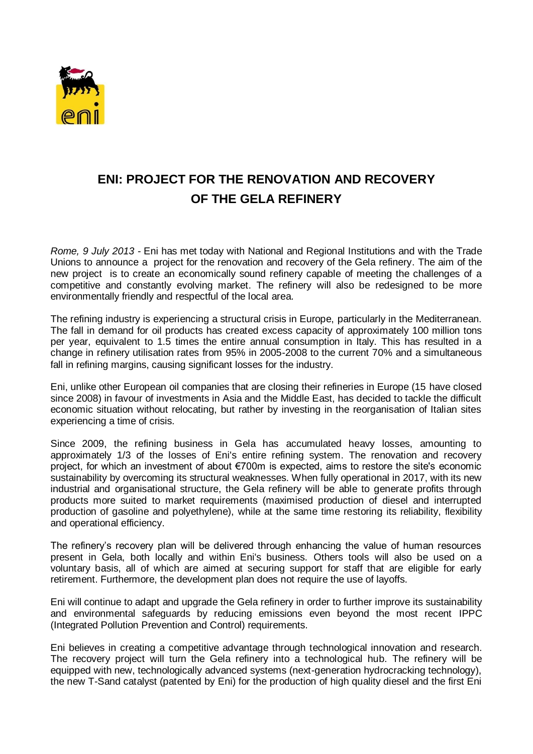# ENI: PROJECT FOR THE RENOVATION AND RECOVERY OF THE GELA REFINERY

*Rome, 9 July 2013* - Eni has met today with National and Regional Institutions and with the Trade Unions to announce a project for the renovation and recovery of the Gela refinery. The aim of the new project is to create an economically sound refinery capable of meeting the challenges of a competitive and constantly evolving market. The refinery will also be redesigned to be more environmentally friendly and respectful of the local area.

The refining industry is experiencing a structural crisis in Europe, particularly in the Mediterranean. The fall in demand for oil products has created excess capacity of approximately 100 million tons per year, equivalent to 1.5 times the entire annual consumption in Italy. This has resulted in a change in refinery utilisation rates from 95% in 2005-2008 to the current 70% and a simultaneous fall in refining margins, causing significant losses for the industry.

Eni, unlike other European oil companies that are closing their refineries in Europe (15 have closed since 2008) in favour of investments in Asia and the Middle East, has decided to tackle the difficult economic situation without relocating, but rather by investing in the reorganisation of Italian sites experiencing a time of crisis.

Since 2009, the refining business in Gela has accumulated heavy losses, amounting to approximately 1/3 of the losses of Eni's entire refining system. The renovation and recovery project, for which an investment of about €700m is expected, aims to restore the site's economic sustainability by overcoming its structural weaknesses. When fully operational in 2017, with its new industrial and organisational structure, the Gela refinery will be able to generate profits through products more suited to market requirements (maximised production of diesel and interrupted production of gasoline and polyethylene), while at the same time restoring its reliability, flexibility and operational efficiency.

The refinery's recovery plan will be delivered through enhancing the value of human resources present in Gela, both locally and within Eni's business. Others tools will also be used on a voluntary basis, all of which are aimed at securing support for staff that are eligible for early retirement. Furthermore, the development plan does not require the use of layoffs.

Eni will continue to adapt and upgrade the Gela refinery in order to further improve its sustainability and environmental safeguards by reducing emissions even beyond the most recent IPPC (Integrated Pollution Prevention and Control) requirements.

Eni believes in creating a competitive advantage through technological innovation and research. The recovery project will turn the Gela refinery into a technological hub. The refinery will be equipped with new, technologically advanced systems (next-generation hydrocracking technology), the new T-Sand catalyst (patented by Eni) for the production of high quality diesel and the first Eni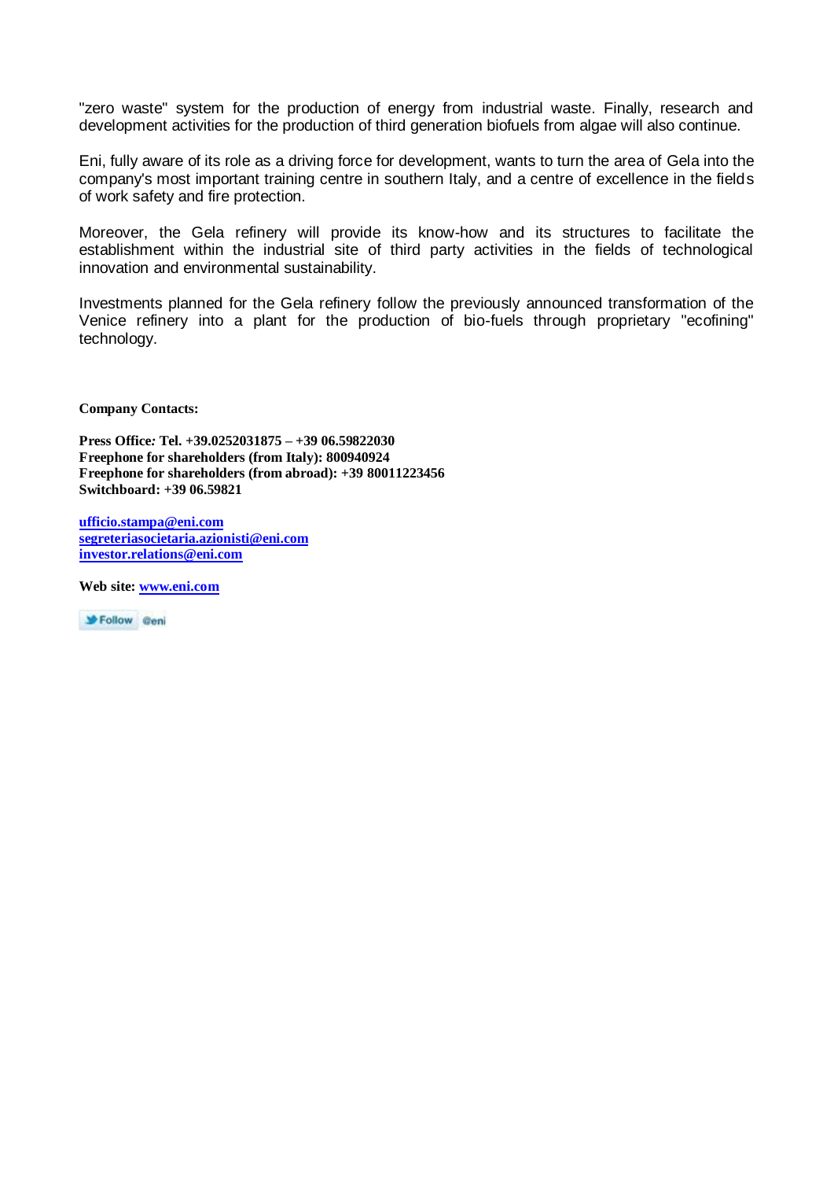"zero waste" system for the production of energy from industrial waste. Finally, research and development activities for the production of third generation biofuels from algae will also continue.

Eni, fully aware of its role as a driving force for development, wants to turn the area of Gela into the company's most important training centre in southern Italy, and a centre of excellence in the fields of work safety and fire protection.

Moreover, the Gela refinery will provide its know-how and its structures to facilitate the establishment within the industrial site of third party activities in the fields of technological innovation and environmental sustainability.

Investments planned for the Gela refinery follow the previously announced transformation of the Venice refinery into a plant for the production of bio-fuels through proprietary "ecofining" technology.

**Company Contacts:**

**Press Office: Tel. +39.0252031875 – +39 06.59822030**
**Freephone for shareholders (from Italy): 800940924**
**Freephone for shareholders (from abroad): +39 80011223456**
**Switchboard: +39 06.59821**

**ufficio.stampa@eni.com**
**segreteriasocietaria.azionisti@eni.com**
**investor.relations@eni.com**

**Web site: www.eni.com**

Follow @eni